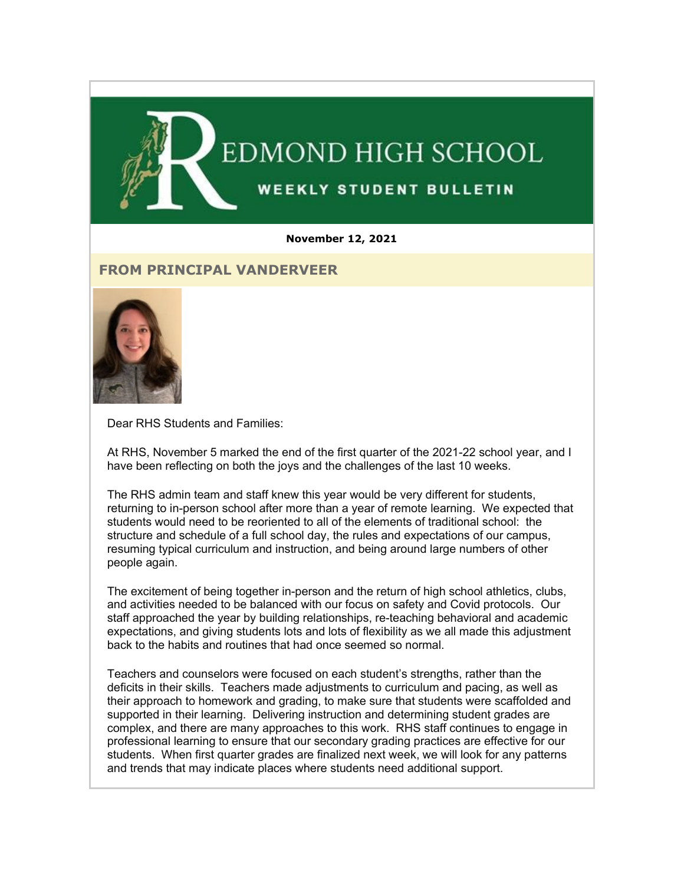# REDMOND HIGH SCHOOL

## WEEKLY STUDENT BULLETIN

**November 12, 2021**

## FROM PRINCIPAL VANDERVEER

Dear RHS Students and Families:

At RHS, November 5 marked the end of the first quarter of the 2021-22 school year, and I have been reflecting on both the joys and the challenges of the last 10 weeks.

The RHS admin team and staff knew this year would be very different for students, returning to in-person school after more than a year of remote learning. We expected that students would need to be reoriented to all of the elements of traditional school: the structure and schedule of a full school day, the rules and expectations of our campus, resuming typical curriculum and instruction, and being around large numbers of other people again.

The excitement of being together in-person and the return of high school athletics, clubs, and activities needed to be balanced with our focus on safety and Covid protocols. Our staff approached the year by building relationships, re-teaching behavioral and academic expectations, and giving students lots and lots of flexibility as we all made this adjustment back to the habits and routines that had once seemed so normal.

Teachers and counselors were focused on each student's strengths, rather than the deficits in their skills. Teachers made adjustments to curriculum and pacing, as well as their approach to homework and grading, to make sure that students were scaffolded and supported in their learning. Delivering instruction and determining student grades are complex, and there are many approaches to this work. RHS staff continues to engage in professional learning to ensure that our secondary grading practices are effective for our students. When first quarter grades are finalized next week, we will look for any patterns and trends that may indicate places where students need additional support.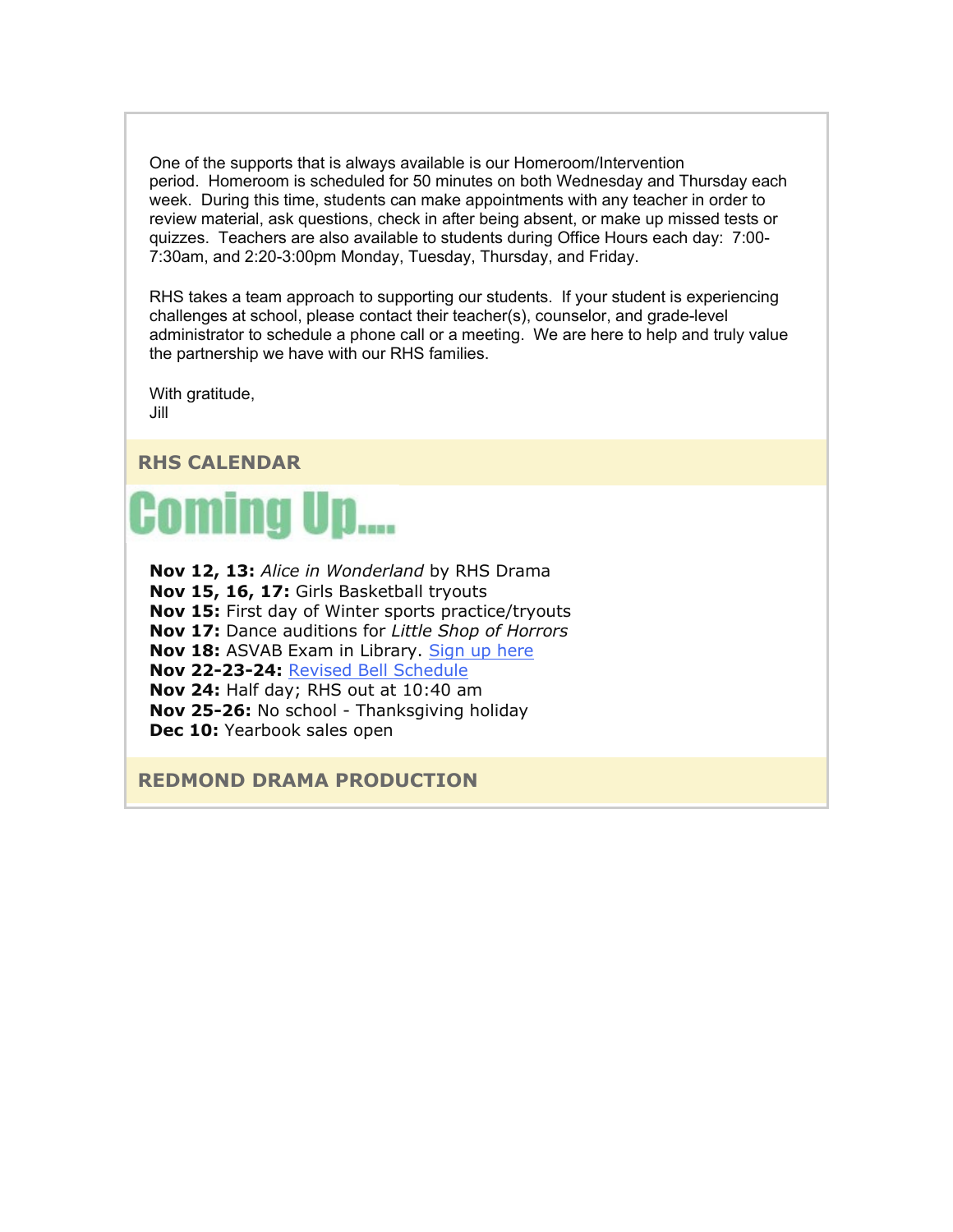One of the supports that is always available is our Homeroom/Intervention period.  Homeroom is scheduled for 50 minutes on both Wednesday and Thursday each week.  During this time, students can make appointments with any teacher in order to review material, ask questions, check in after being absent, or make up missed tests or quizzes.  Teachers are also available to students during Office Hours each day:  7:00-7:30am, and 2:20-3:00pm Monday, Tuesday, Thursday, and Friday.

RHS takes a team approach to supporting our students.  If your student is experiencing challenges at school, please contact their teacher(s), counselor, and grade-level administrator to schedule a phone call or a meeting.  We are here to help and truly value the partnership we have with our RHS families.

With gratitude,
Jill

## RHS CALENDAR

# Coming Up....

**Nov 12, 13:** *Alice in Wonderland* by RHS Drama
**Nov 15, 16, 17:** Girls Basketball tryouts
**Nov 15:** First day of Winter sports practice/tryouts
**Nov 17:** Dance auditions for *Little Shop of Horrors*
**Nov 18:** ASVAB Exam in Library. Sign up here
**Nov 22-23-24:** Revised Bell Schedule
**Nov 24:** Half day; RHS out at 10:40 am
**Nov 25-26:** No school - Thanksgiving holiday
**Dec 10:** Yearbook sales open

## REDMOND DRAMA PRODUCTION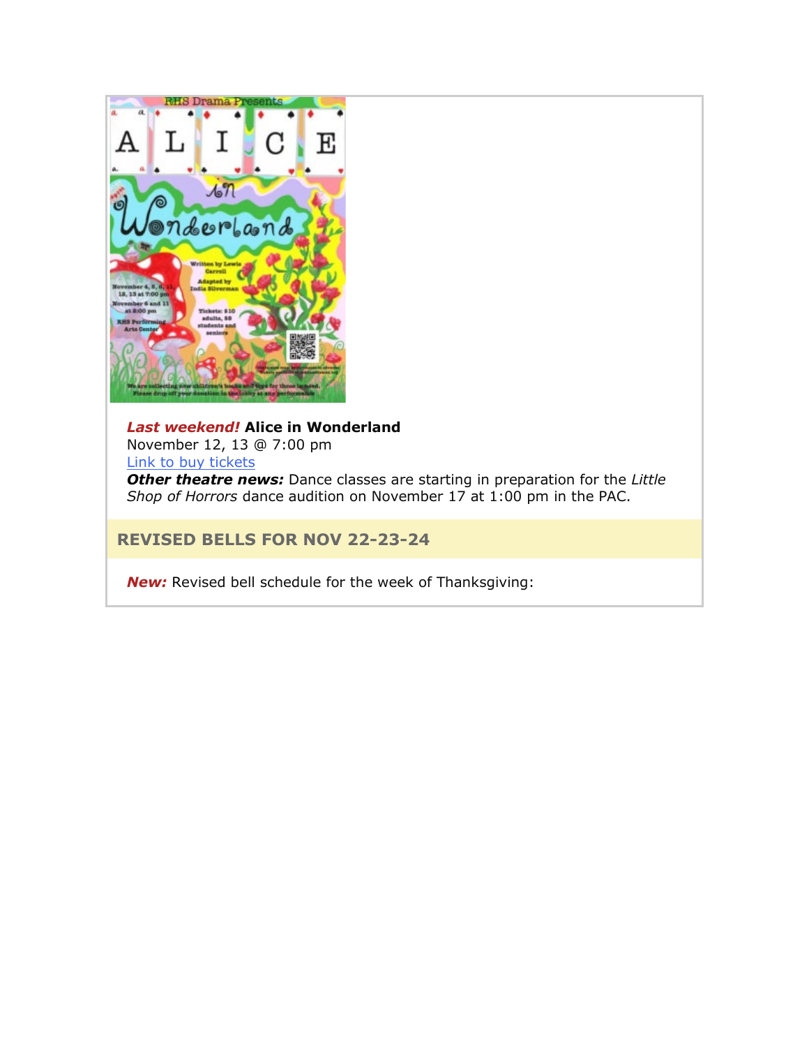***Last weekend!*** **Alice in Wonderland**
November 12, 13 @ 7:00 pm
[Link to buy tickets]()
***Other theatre news:*** Dance classes are starting in preparation for the *Little Shop of Horrors* dance audition on November 17 at 1:00 pm in the PAC.

## REVISED BELLS FOR NOV 22-23-24

***New:*** Revised bell schedule for the week of Thanksgiving: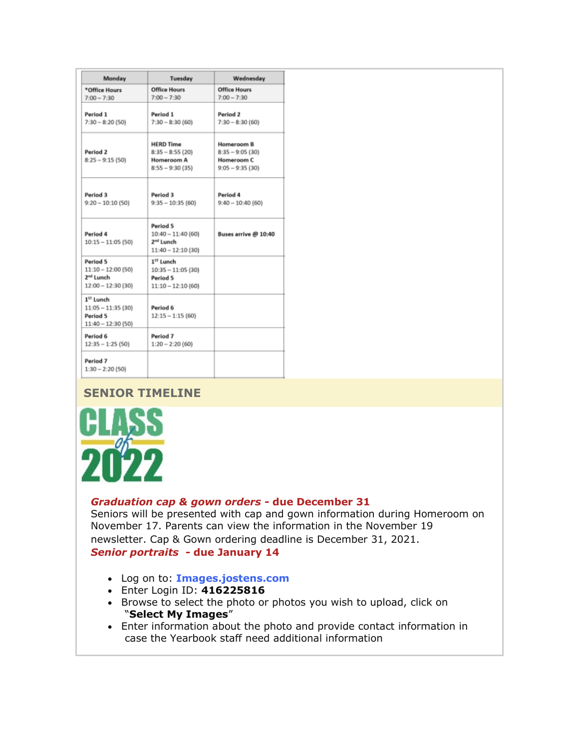| Monday | Tuesday | Wednesday |
|---|---|---|
| *Office Hours 7:00 – 7:30 | Office Hours 7:00 – 7:30 | Office Hours 7:00 – 7:30 |
| Period 1 7:30 – 8:20 (50) | Period 1 7:30 – 8:30 (60) | Period 2 7:30 – 8:30 (60) |
| Period 2 8:25 – 9:15 (50) | HERD Time 8:35 – 8:55 (20) Homeroom A 8:55 – 9:30 (35) | Homeroom B 8:35 – 9:05 (30) Homeroom C 9:05 – 9:35 (30) |
| Period 3 9:20 – 10:10 (50) | Period 3 9:35 – 10:35 (60) | Period 4 9:40 – 10:40 (60) |
| Period 4 10:15 – 11:05 (50) | Period 5 10:40 – 11:40 (60) 2nd Lunch 11:40 – 12:10 (30) | Buses arrive @ 10:40 |
| Period 5 11:10 – 12:00 (50) 2nd Lunch 12:00 – 12:30 (30) | 1st Lunch 10:35 – 11:05 (30) Period 5 11:10 – 12:10 (60) | |
| 1st Lunch 11:05 – 11:35 (30) Period 5 11:40 – 12:30 (50) | Period 6 12:15 – 1:15 (60) | |
| Period 6 12:35 – 1:25 (50) | Period 7 1:20 – 2:20 (60) | |
| Period 7 1:30 – 2:20 (50) | | |

## SENIOR TIMELINE

CLASS of 2022

***Graduation cap & gown orders* - due December 31**

Seniors will be presented with cap and gown information during Homeroom on November 17. Parents can view the information in the November 19 newsletter. Cap & Gown ordering deadline is December 31, 2021.

***Senior portraits* - due January 14**

- Log on to: **Images.jostens.com**
- Enter Login ID: **416225816**
- Browse to select the photo or photos you wish to upload, click on "**Select My Images**"
- Enter information about the photo and provide contact information in case the Yearbook staff need additional information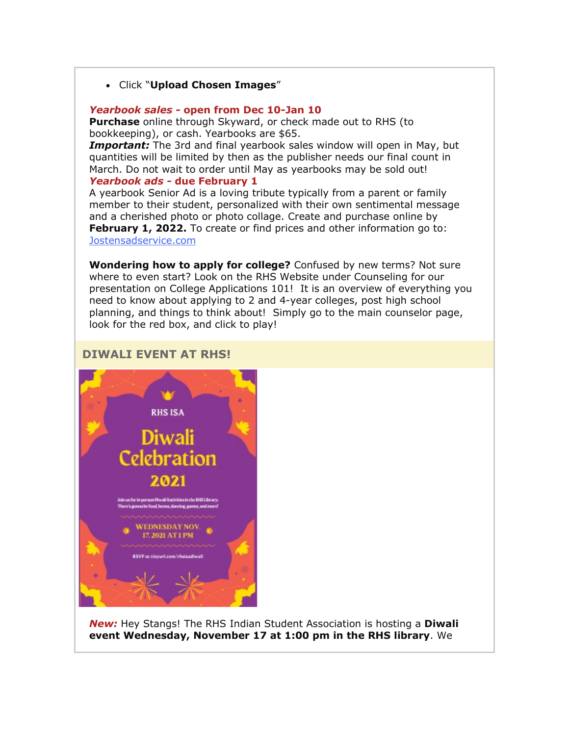- Click "**Upload Chosen Images**"

***Yearbook sales*** **- open from Dec 10-Jan 10**
**Purchase** online through Skyward, or check made out to RHS (to bookkeeping), or cash. Yearbooks are $65.
***Important:*** The 3rd and final yearbook sales window will open in May, but quantities will be limited by then as the publisher needs our final count in March. Do not wait to order until May as yearbooks may be sold out!
***Yearbook ads*** **- due February 1**
A yearbook Senior Ad is a loving tribute typically from a parent or family member to their student, personalized with their own sentimental message and a cherished photo or photo collage. Create and purchase online by **February 1, 2022.** To create or find prices and other information go to: Jostensadservice.com

**Wondering how to apply for college?** Confused by new terms? Not sure where to even start? Look on the RHS Website under Counseling for our presentation on College Applications 101! It is an overview of everything you need to know about applying to 2 and 4-year colleges, post high school planning, and things to think about! Simply go to the main counselor page, look for the red box, and click to play!

## DIWALI EVENT AT RHS!

RHS ISA

Diwali Celebration 2021

Join us for in-person Diwali festivities in the RHS Library. There's gonna be food, henna, dancing, games, and more!

WEDNESDAY NOV. 17, 2021 AT 1 PM

RSVP at tinyurl.com/rhsisadiwali

***New:*** Hey Stangs! The RHS Indian Student Association is hosting a **Diwali event Wednesday, November 17 at 1:00 pm in the RHS library**. We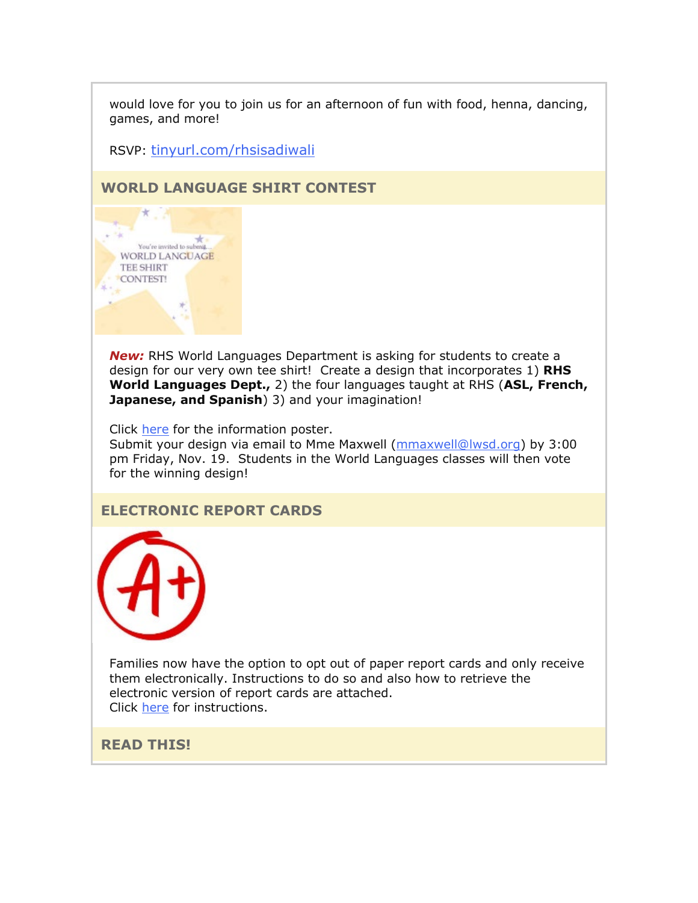would love for you to join us for an afternoon of fun with food, henna, dancing, games, and more!

RSVP: [tinyurl.com/rhsisadiwali](tinyurl.com/rhsisadiwali)

## WORLD LANGUAGE SHIRT CONTEST

***New:*** RHS World Languages Department is asking for students to create a design for our very own tee shirt! Create a design that incorporates 1) **RHS World Languages Dept.,** 2) the four languages taught at RHS (**ASL, French, Japanese, and Spanish**) 3) and your imagination!

Click here for the information poster.
Submit your design via email to Mme Maxwell (mmaxwell@lwsd.org) by 3:00 pm Friday, Nov. 19. Students in the World Languages classes will then vote for the winning design!

## ELECTRONIC REPORT CARDS

Families now have the option to opt out of paper report cards and only receive them electronically. Instructions to do so and also how to retrieve the electronic version of report cards are attached.
Click here for instructions.

## READ THIS!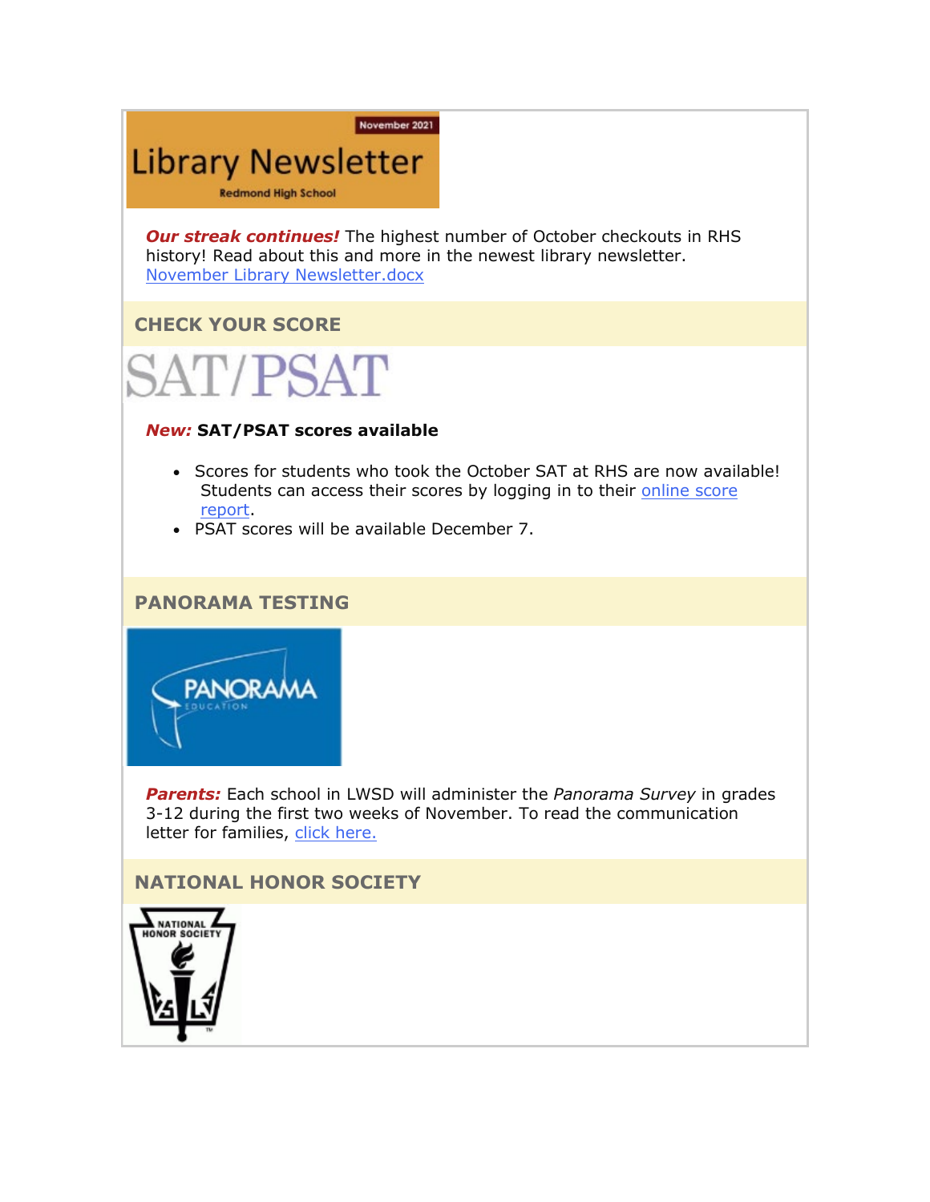**Library Newsletter**

November 2021

Redmond High School

***Our streak continues!*** The highest number of October checkouts in RHS history! Read about this and more in the newest library newsletter. [November Library Newsletter.docx]

## CHECK YOUR SCORE

SAT/PSAT

***New:*** **SAT/PSAT scores available**

- Scores for students who took the October SAT at RHS are now available! Students can access their scores by logging in to their [online score report].
- PSAT scores will be available December 7.

## PANORAMA TESTING

PANORAMA EDUCATION

***Parents:*** Each school in LWSD will administer the *Panorama Survey* in grades 3-12 during the first two weeks of November. To read the communication letter for families, [click here.]

## NATIONAL HONOR SOCIETY

NATIONAL HONOR SOCIETY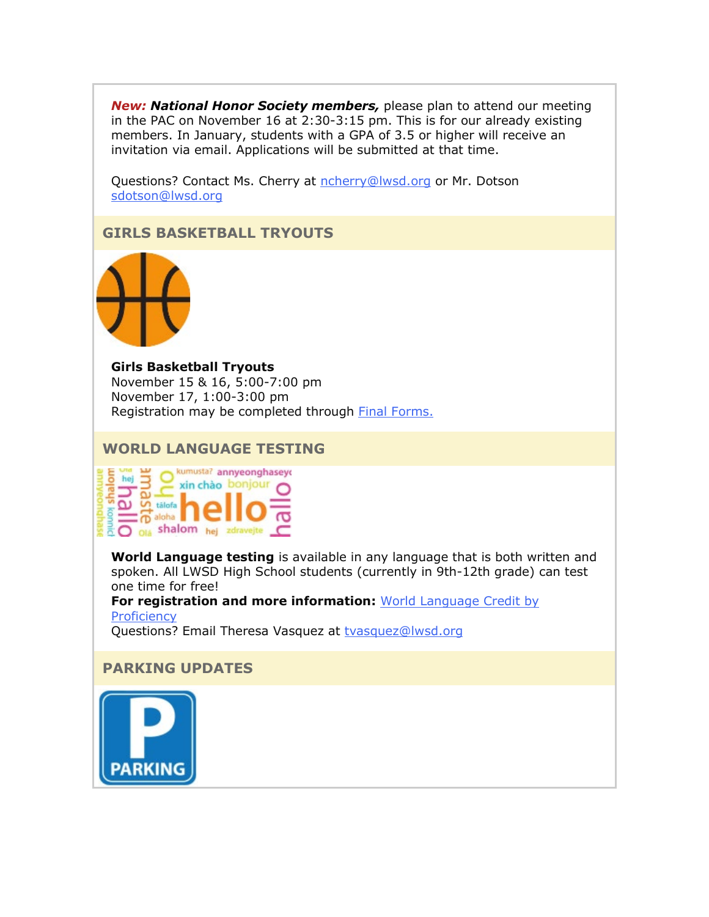***New:*** ***National Honor Society members,*** please plan to attend our meeting in the PAC on November 16 at 2:30-3:15 pm. This is for our already existing members. In January, students with a GPA of 3.5 or higher will receive an invitation via email. Applications will be submitted at that time.

Questions? Contact Ms. Cherry at ncherry@lwsd.org or Mr. Dotson sdotson@lwsd.org

## GIRLS BASKETBALL TRYOUTS

**Girls Basketball Tryouts**
November 15 & 16, 5:00-7:00 pm
November 17, 1:00-3:00 pm
Registration may be completed through Final Forms.

## WORLD LANGUAGE TESTING

**World Language testing** is available in any language that is both written and spoken. All LWSD High School students (currently in 9th-12th grade) can test one time for free!
**For registration and more information:** World Language Credit by Proficiency
Questions? Email Theresa Vasquez at tvasquez@lwsd.org

## PARKING UPDATES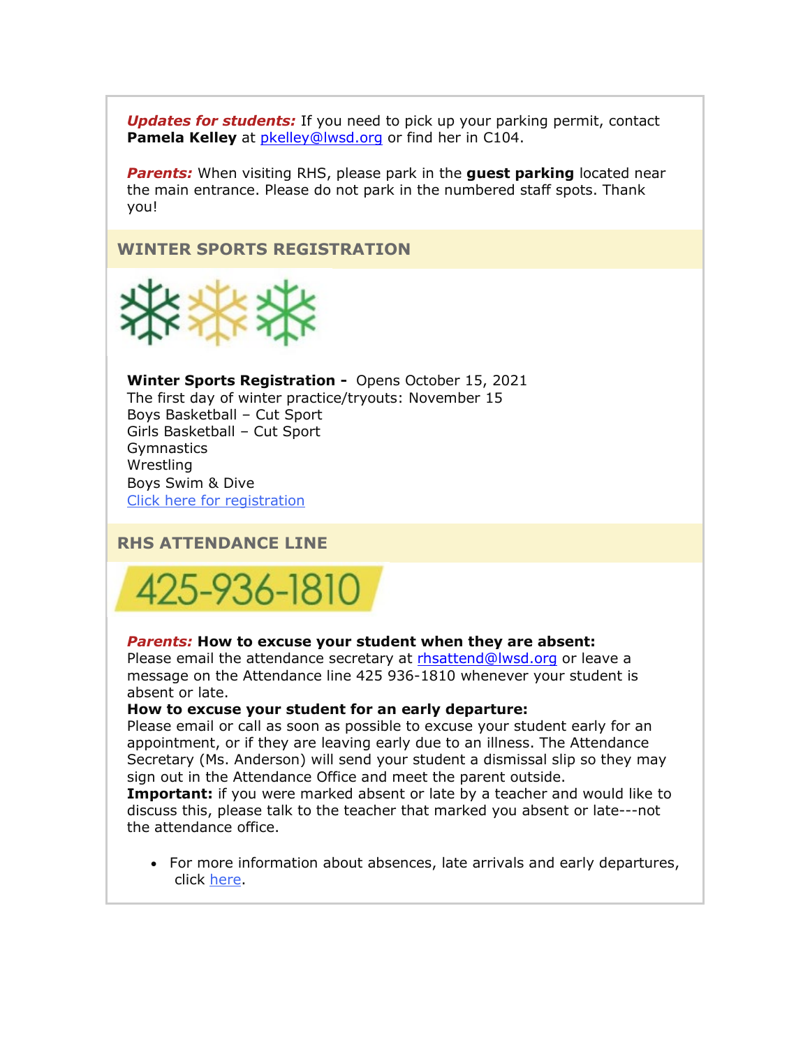***Updates for students:*** If you need to pick up your parking permit, contact **Pamela Kelley** at pkelley@lwsd.org or find her in C104.

***Parents:*** When visiting RHS, please park in the **guest parking** located near the main entrance. Please do not park in the numbered staff spots. Thank you!

## WINTER SPORTS REGISTRATION

**Winter Sports Registration -** Opens October 15, 2021
The first day of winter practice/tryouts: November 15
Boys Basketball – Cut Sport
Girls Basketball – Cut Sport
Gymnastics
Wrestling
Boys Swim & Dive
Click here for registration

## RHS ATTENDANCE LINE

425-936-1810

***Parents:*** **How to excuse your student when they are absent:**
Please email the attendance secretary at rhsattend@lwsd.org or leave a message on the Attendance line 425 936-1810 whenever your student is absent or late.
**How to excuse your student for an early departure:**
Please email or call as soon as possible to excuse your student early for an appointment, or if they are leaving early due to an illness. The Attendance Secretary (Ms. Anderson) will send your student a dismissal slip so they may sign out in the Attendance Office and meet the parent outside.
**Important:** if you were marked absent or late by a teacher and would like to discuss this, please talk to the teacher that marked you absent or late---not the attendance office.

- For more information about absences, late arrivals and early departures, click here.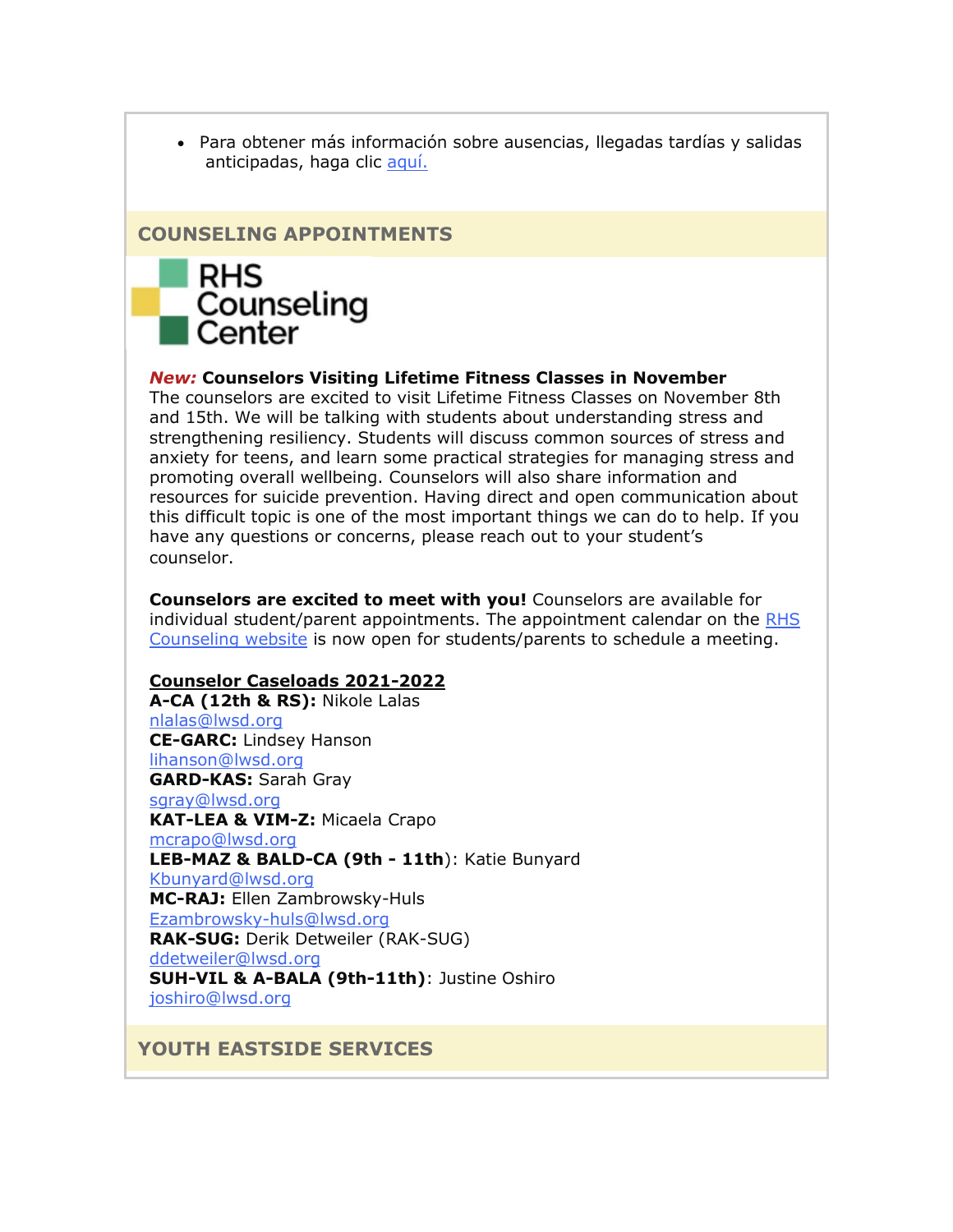- Para obtener más información sobre ausencias, llegadas tardías y salidas anticipadas, haga clic aquí.

## COUNSELING APPOINTMENTS

RHS Counseling Center

***New:*** **Counselors Visiting Lifetime Fitness Classes in November**
The counselors are excited to visit Lifetime Fitness Classes on November 8th and 15th. We will be talking with students about understanding stress and strengthening resiliency. Students will discuss common sources of stress and anxiety for teens, and learn some practical strategies for managing stress and promoting overall wellbeing. Counselors will also share information and resources for suicide prevention. Having direct and open communication about this difficult topic is one of the most important things we can do to help. If you have any questions or concerns, please reach out to your student's counselor.

**Counselors are excited to meet with you!** Counselors are available for individual student/parent appointments. The appointment calendar on the RHS Counseling website is now open for students/parents to schedule a meeting.

**Counselor Caseloads 2021-2022**
**A-CA (12th & RS):** Nikole Lalas
nlalas@lwsd.org
**CE-GARC:** Lindsey Hanson
lihanson@lwsd.org
**GARD-KAS:** Sarah Gray
sgray@lwsd.org
**KAT-LEA & VIM-Z:** Micaela Crapo
mcrapo@lwsd.org
**LEB-MAZ & BALD-CA (9th - 11th)**: Katie Bunyard
Kbunyard@lwsd.org
**MC-RAJ:** Ellen Zambrowsky-Huls
Ezambrowsky-huls@lwsd.org
**RAK-SUG:** Derik Detweiler (RAK-SUG)
ddetweiler@lwsd.org
**SUH-VIL & A-BALA (9th-11th)**: Justine Oshiro
joshiro@lwsd.org

## YOUTH EASTSIDE SERVICES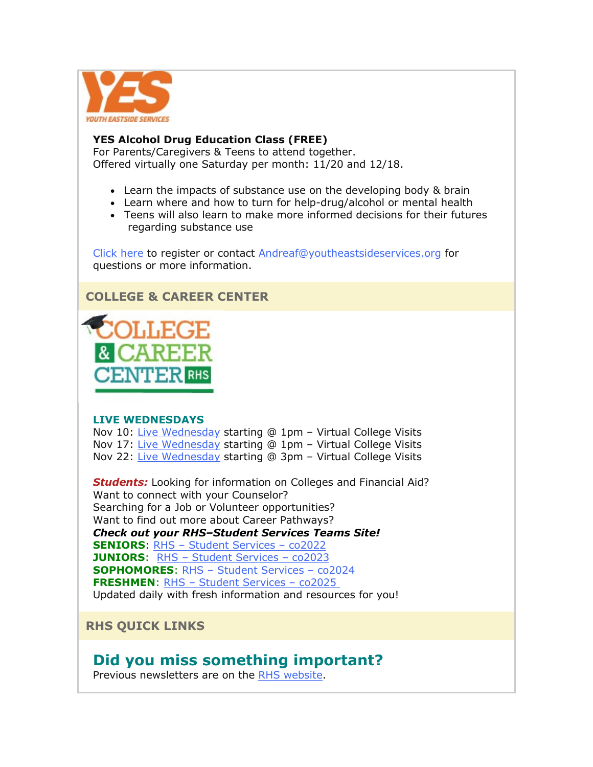**YES Alcohol Drug Education Class (FREE)**
For Parents/Caregivers & Teens to attend together.
Offered virtually one Saturday per month: 11/20 and 12/18.

- Learn the impacts of substance use on the developing body & brain
- Learn where and how to turn for help-drug/alcohol or mental health
- Teens will also learn to make more informed decisions for their futures regarding substance use

Click here to register or contact Andreaf@youtheastsideservices.org for questions or more information.

## COLLEGE & CAREER CENTER

### LIVE WEDNESDAYS

Nov 10: Live Wednesday starting @ 1pm – Virtual College Visits
Nov 17: Live Wednesday starting @ 1pm – Virtual College Visits
Nov 22: Live Wednesday starting @ 3pm – Virtual College Visits

***Students:*** Looking for information on Colleges and Financial Aid?
Want to connect with your Counselor?
Searching for a Job or Volunteer opportunities?
Want to find out more about Career Pathways?
***Check out your RHS–Student Services Teams Site!***
**SENIORS**: RHS – Student Services – co2022
**JUNIORS**: RHS – Student Services – co2023
**SOPHOMORES**: RHS – Student Services – co2024
**FRESHMEN**: RHS – Student Services – co2025
Updated daily with fresh information and resources for you!

## RHS QUICK LINKS

## Did you miss something important?

Previous newsletters are on the RHS website.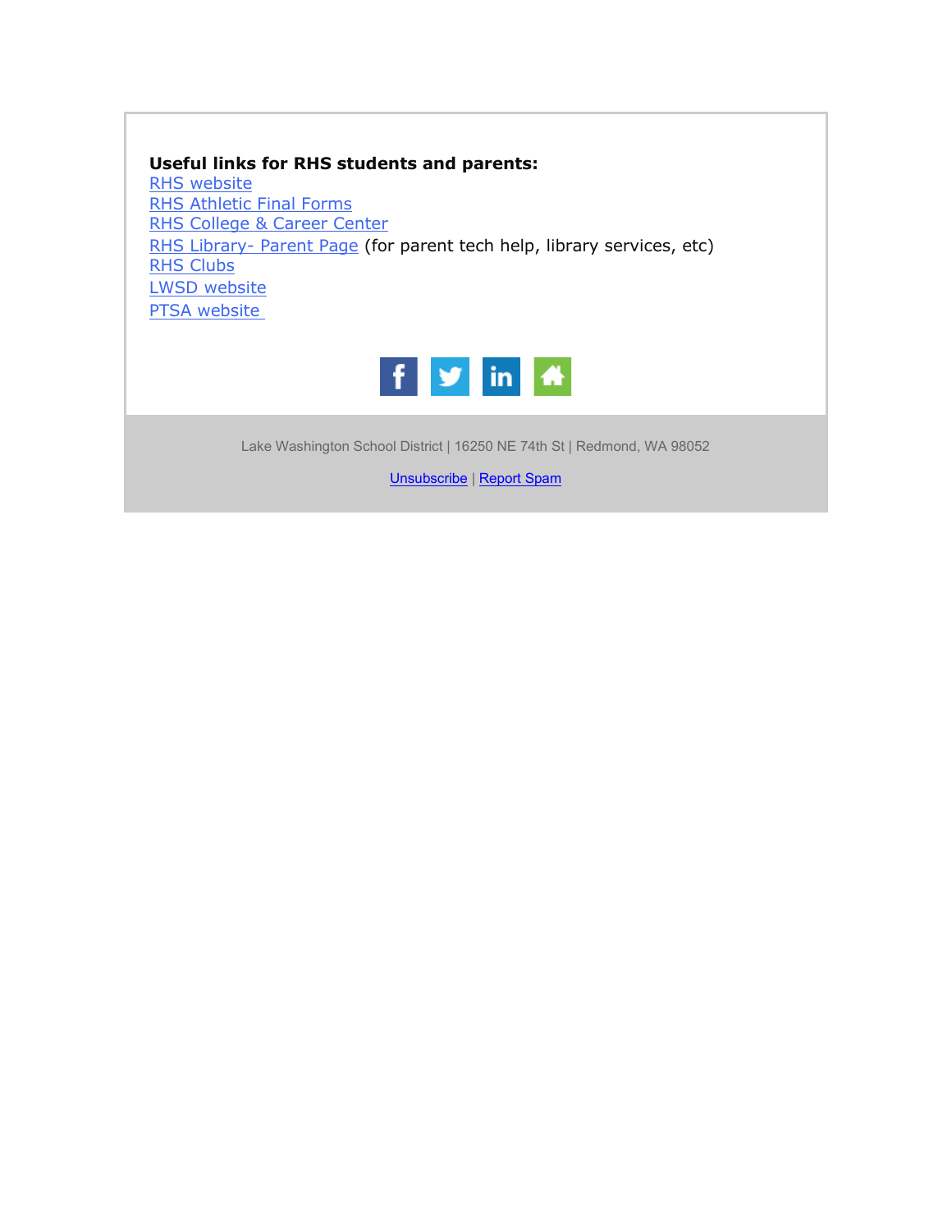**Useful links for RHS students and parents:**

RHS website
RHS Athletic Final Forms
RHS College & Career Center
RHS Library- Parent Page (for parent tech help, library services, etc)
RHS Clubs
LWSD website
PTSA website

Lake Washington School District | 16250 NE 74th St | Redmond, WA 98052

Unsubscribe | Report Spam